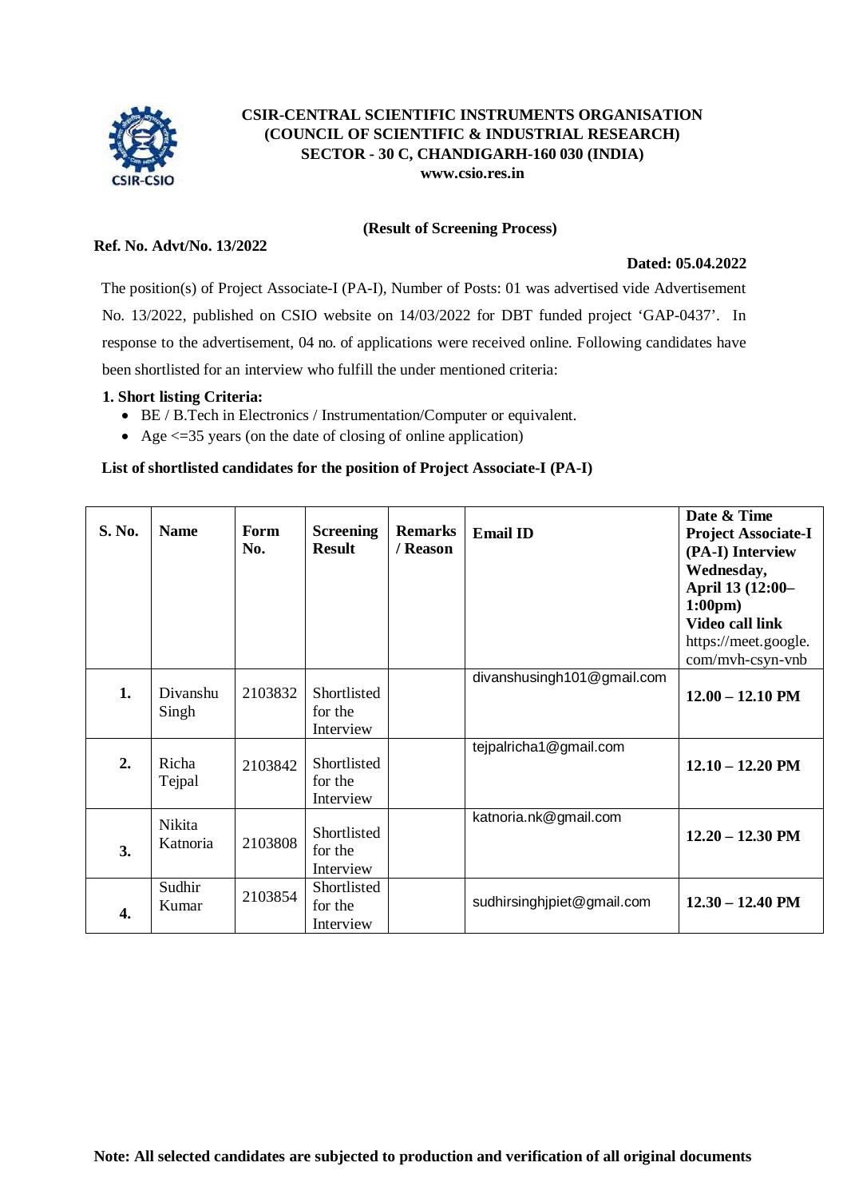**CSIR-CENTRAL SCIENTIFIC INSTRUMENTS ORGANISATION**
**(COUNCIL OF SCIENTIFIC & INDUSTRIAL RESEARCH)**
**SECTOR - 30 C, CHANDIGARH-160 030 (INDIA)**
**www.csio.res.in**

**(Result of Screening Process)**

**Ref. No. Advt/No. 13/2022**

**Dated: 05.04.2022**

The position(s) of Project Associate-I (PA-I), Number of Posts: 01 was advertised vide Advertisement No. 13/2022, published on CSIO website on 14/03/2022 for DBT funded project 'GAP-0437'. In response to the advertisement, 04 no. of applications were received online. Following candidates have been shortlisted for an interview who fulfill the under mentioned criteria:

**1. Short listing Criteria:**

- BE / B.Tech in Electronics / Instrumentation/Computer or equivalent.
- Age <=35 years (on the date of closing of online application)

**List of shortlisted candidates for the position of Project Associate-I (PA-I)**

| S. No. | Name | Form No. | Screening Result | Remarks / Reason | Email ID | Date & Time Project Associate-I (PA-I) Interview Wednesday, April 13 (12:00–1:00pm) Video call link https://meet.google.com/mvh-csyn-vnb |
|---|---|---|---|---|---|---|
| 1. | Divanshu Singh | 2103832 | Shortlisted for the Interview | | divanshusingh101@gmail.com | 12.00 – 12.10 PM |
| 2. | Richa Tejpal | 2103842 | Shortlisted for the Interview | | tejpalricha1@gmail.com | 12.10 – 12.20 PM |
| 3. | Nikita Katnoria | 2103808 | Shortlisted for the Interview | | katnoria.nk@gmail.com | 12.20 – 12.30 PM |
| 4. | Sudhir Kumar | 2103854 | Shortlisted for the Interview | | sudhirsinghjpiet@gmail.com | 12.30 – 12.40 PM |

**Note: All selected candidates are subjected to production and verification of all original documents**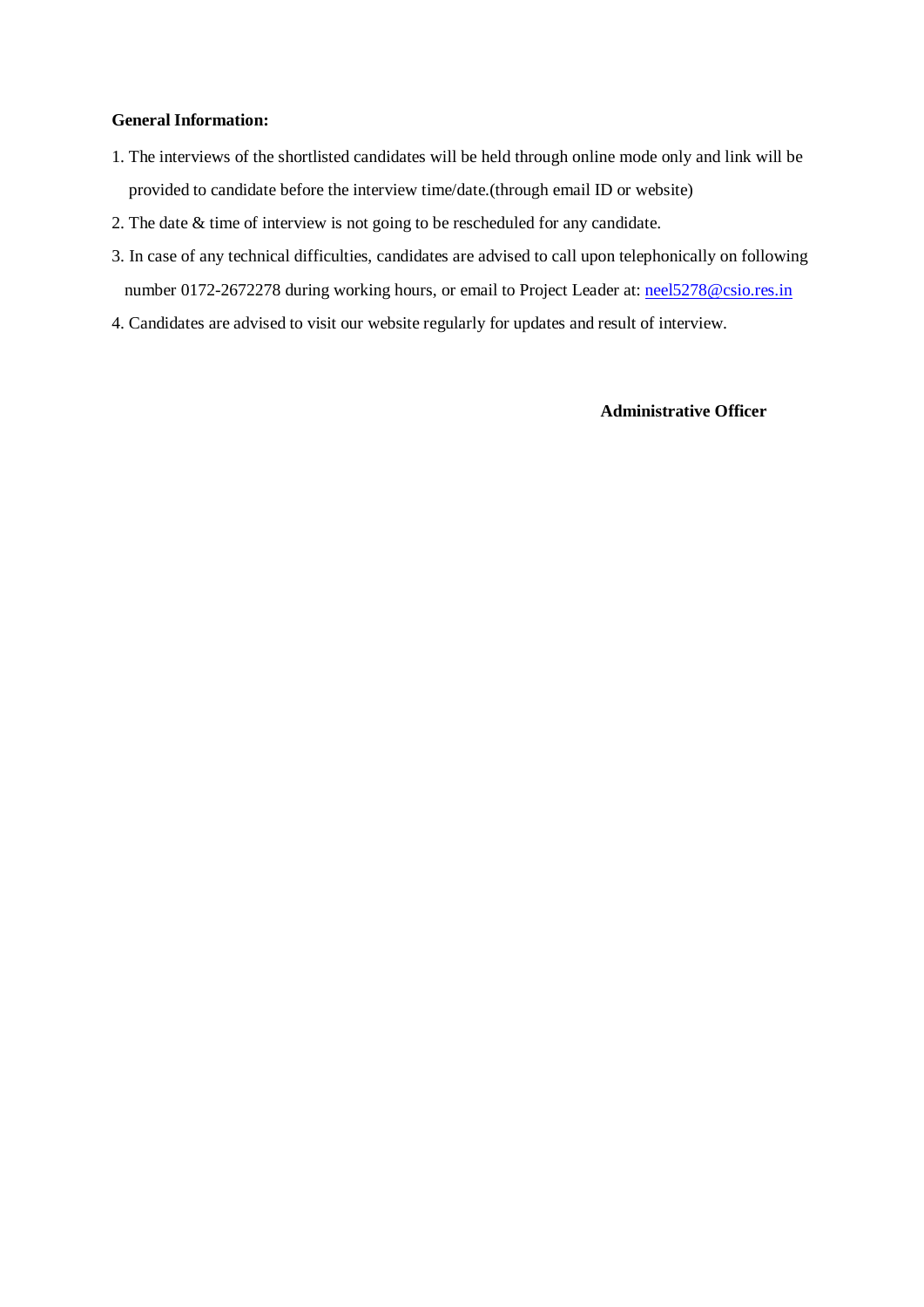**General Information:**

1. The interviews of the shortlisted candidates will be held through online mode only and link will be provided to candidate before the interview time/date.(through email ID or website)
2. The date & time of interview is not going to be rescheduled for any candidate.
3. In case of any technical difficulties, candidates are advised to call upon telephonically on following number 0172-2672278 during working hours, or email to Project Leader at: neel5278@csio.res.in
4. Candidates are advised to visit our website regularly for updates and result of interview.

**Administrative Officer**